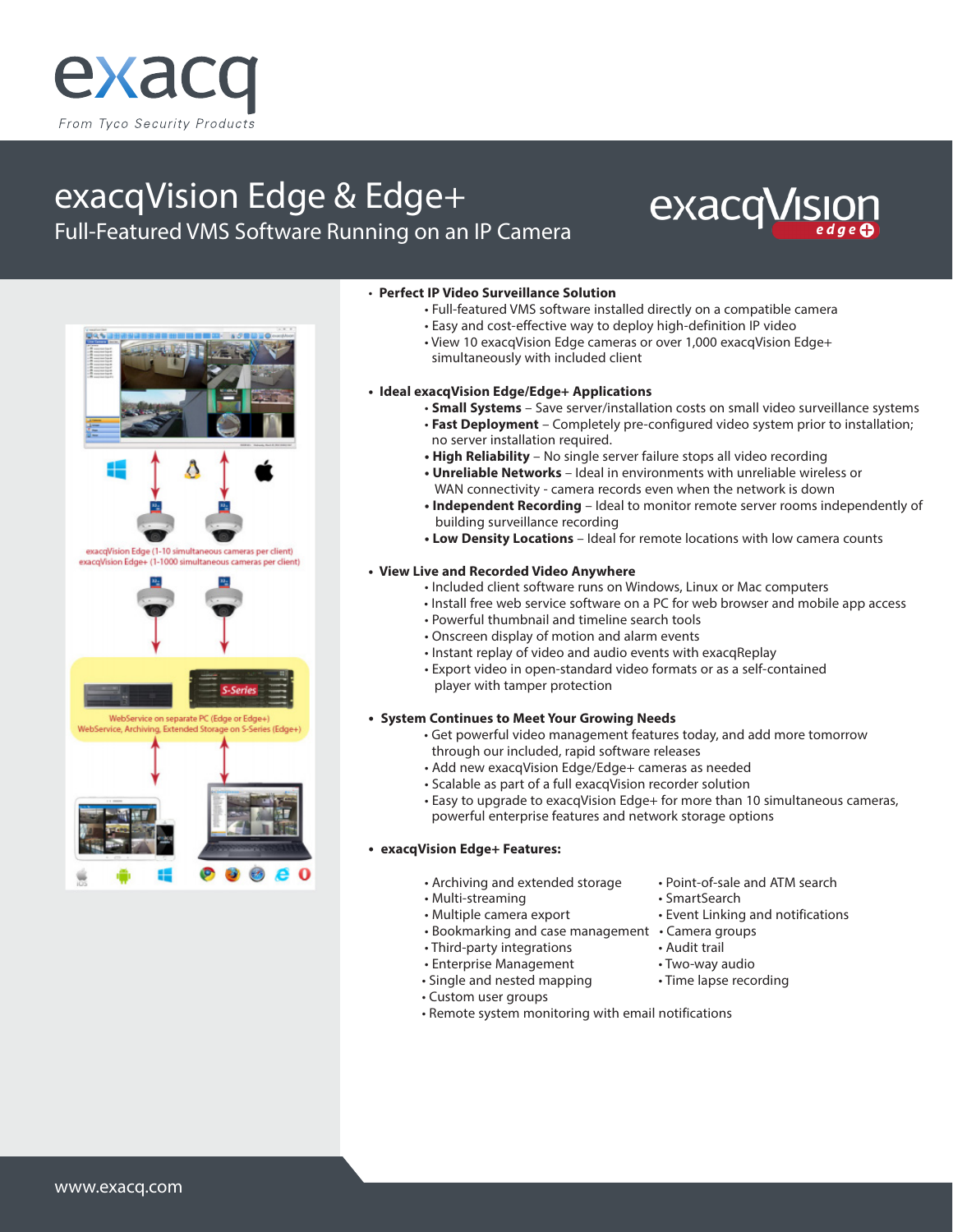exacq

From Tyco Security Products

# exacqVision Edge & Edge+

## Full-Featured VMS Software Running on an IP Camera

exacqVision edge+

exacqVision Edge (1-10 simultaneous cameras per client)
exacqVision Edge+ (1-1000 simultaneous cameras per client)

WebService on separate PC (Edge or Edge+)
WebService, Archiving, Extended Storage on S-Series (Edge+)

- **Perfect IP Video Surveillance Solution**
  - Full-featured VMS software installed directly on a compatible camera
  - Easy and cost-effective way to deploy high-definition IP video
  - View 10 exacqVision Edge cameras or over 1,000 exacqVision Edge+ simultaneously with included client

- **Ideal exacqVision Edge/Edge+ Applications**
  - **Small Systems** – Save server/installation costs on small video surveillance systems
  - **Fast Deployment** – Completely pre-configured video system prior to installation; no server installation required.
  - **High Reliability** – No single server failure stops all video recording
  - **Unreliable Networks** – Ideal in environments with unreliable wireless or WAN connectivity - camera records even when the network is down
  - **Independent Recording** – Ideal to monitor remote server rooms independently of building surveillance recording
  - **Low Density Locations** – Ideal for remote locations with low camera counts

- **View Live and Recorded Video Anywhere**
  - Included client software runs on Windows, Linux or Mac computers
  - Install free web service software on a PC for web browser and mobile app access
  - Powerful thumbnail and timeline search tools
  - Onscreen display of motion and alarm events
  - Instant replay of video and audio events with exacqReplay
  - Export video in open-standard video formats or as a self-contained player with tamper protection

- **System Continues to Meet Your Growing Needs**
  - Get powerful video management features today, and add more tomorrow through our included, rapid software releases
  - Add new exacqVision Edge/Edge+ cameras as needed
  - Scalable as part of a full exacqVision recorder solution
  - Easy to upgrade to exacqVision Edge+ for more than 10 simultaneous cameras, powerful enterprise features and network storage options

- **exacqVision Edge+ Features:**
  - Archiving and extended storage
  - Multi-streaming
  - Multiple camera export
  - Bookmarking and case management
  - Third-party integrations
  - Enterprise Management
  - Single and nested mapping
  - Custom user groups
  - Remote system monitoring with email notifications
  - Point-of-sale and ATM search
  - SmartSearch
  - Event Linking and notifications
  - Camera groups
  - Audit trail
  - Two-way audio
  - Time lapse recording

www.exacq.com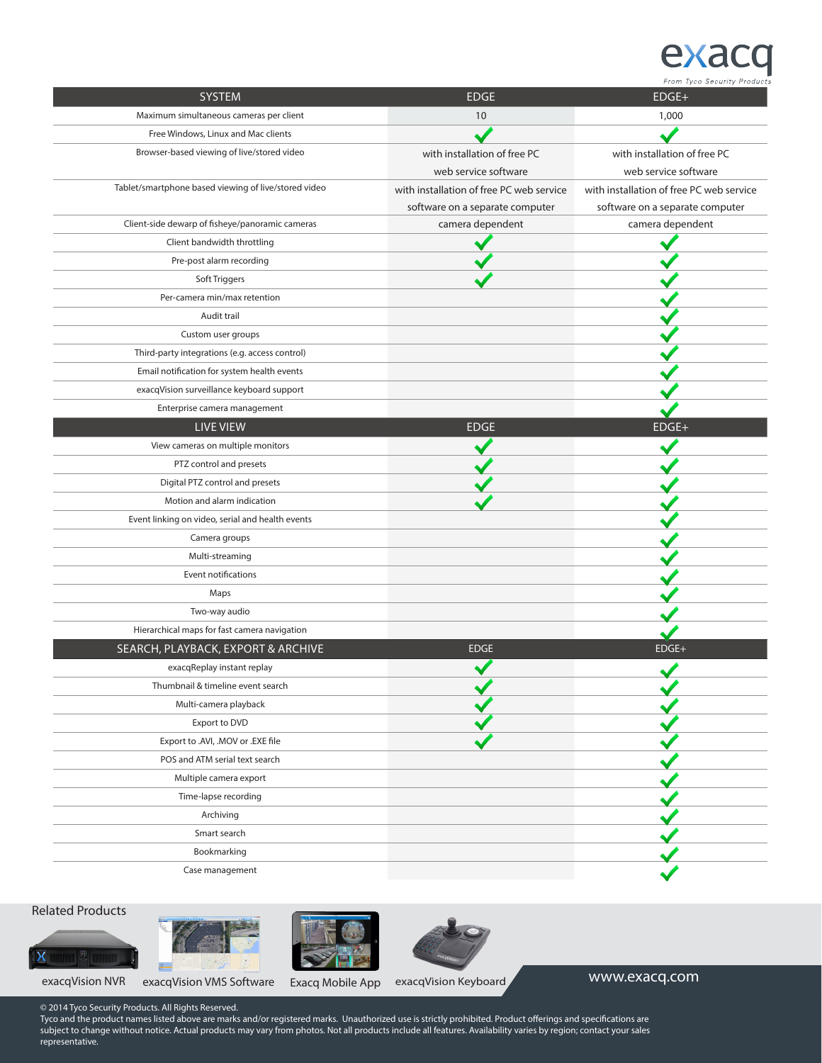| SYSTEM | EDGE | EDGE+ |
|---|---|---|
| Maximum simultaneous cameras per client | 10 | 1,000 |
| Free Windows, Linux and Mac clients | ✓ | ✓ |
| Browser-based viewing of live/stored video | with installation of free PC web service software | with installation of free PC web service software |
| Tablet/smartphone based viewing of live/stored video | with installation of free PC web service software on a separate computer | with installation of free PC web service software on a separate computer |
| Client-side dewarp of fisheye/panoramic cameras | camera dependent | camera dependent |
| Client bandwidth throttling | ✓ | ✓ |
| Pre-post alarm recording | ✓ | ✓ |
| Soft Triggers | ✓ | ✓ |
| Per-camera min/max retention | | ✓ |
| Audit trail | | ✓ |
| Custom user groups | | ✓ |
| Third-party integrations (e.g. access control) | | ✓ |
| Email notification for system health events | | ✓ |
| exacqVision surveillance keyboard support | | ✓ |
| Enterprise camera management | | ✓ |
| **LIVE VIEW** | **EDGE** | **EDGE+** |
| View cameras on multiple monitors | ✓ | ✓ |
| PTZ control and presets | ✓ | ✓ |
| Digital PTZ control and presets | ✓ | ✓ |
| Motion and alarm indication | ✓ | ✓ |
| Event linking on video, serial and health events | | ✓ |
| Camera groups | | ✓ |
| Multi-streaming | | ✓ |
| Event notifications | | ✓ |
| Maps | | ✓ |
| Two-way audio | | ✓ |
| Hierarchical maps for fast camera navigation | | ✓ |
| **SEARCH, PLAYBACK, EXPORT & ARCHIVE** | **EDGE** | **EDGE+** |
| exacqReplay instant replay | ✓ | ✓ |
| Thumbnail & timeline event search | ✓ | ✓ |
| Multi-camera playback | ✓ | ✓ |
| Export to DVD | ✓ | ✓ |
| Export to .AVI, .MOV or .EXE file | ✓ | ✓ |
| POS and ATM serial text search | | ✓ |
| Multiple camera export | | ✓ |
| Time-lapse recording | | ✓ |
| Archiving | | ✓ |
| Smart search | | ✓ |
| Bookmarking | | ✓ |
| Case management | | ✓ |

## Related Products

exacqVision NVR

exacqVision VMS Software

Exacq Mobile App

exacqVision Keyboard

www.exacq.com

© 2014 Tyco Security Products. All Rights Reserved.
Tyco and the product names listed above are marks and/or registered marks. Unauthorized use is strictly prohibited. Product offerings and specifications are subject to change without notice. Actual products may vary from photos. Not all products include all features. Availability varies by region; contact your sales representative.